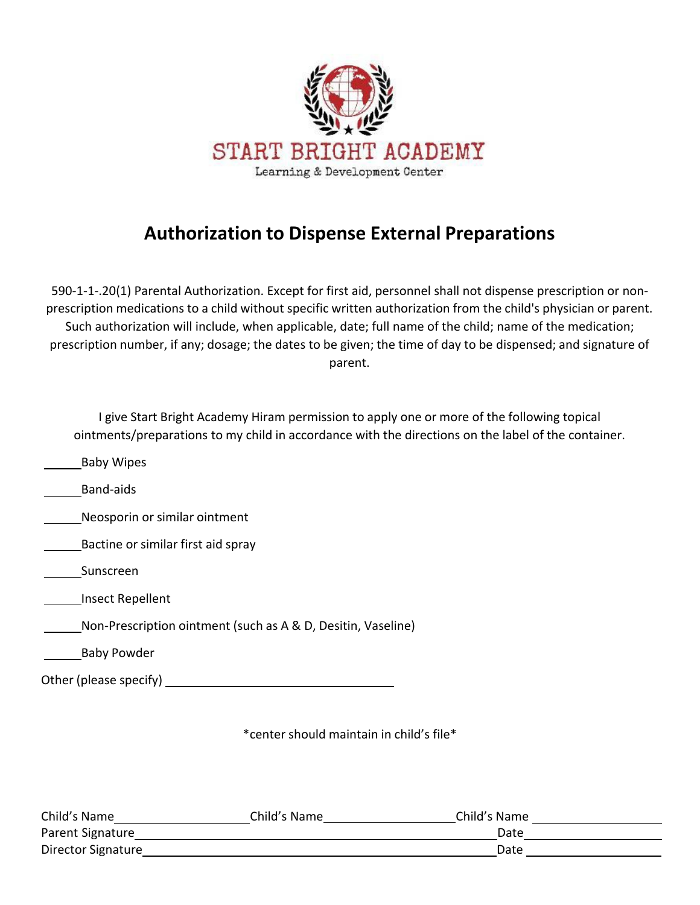START BRIGHT ACADEMY

Learning & Development Center

# Authorization to Dispense External Preparations

590-1-1-.20(1) Parental Authorization. Except for first aid, personnel shall not dispense prescription or non-prescription medications to a child without specific written authorization from the child's physician or parent. Such authorization will include, when applicable, date; full name of the child; name of the medication; prescription number, if any; dosage; the dates to be given; the time of day to be dispensed; and signature of parent.

I give Start Bright Academy Hiram permission to apply one or more of the following topical ointments/preparations to my child in accordance with the directions on the label of the container.

______Baby Wipes

______Band-aids

______Neosporin or similar ointment

______Bactine or similar first aid spray

______Sunscreen

______Insect Repellent

______Non-Prescription ointment (such as A & D, Desitin, Vaseline)

______Baby Powder

Other (please specify) ________________________________

*center should maintain in child's file*

Child's Name____________________ Child's Name____________________ Child's Name____________________

Parent Signature______________________________________________________ Date____________________

Director Signature_____________________________________________________ Date____________________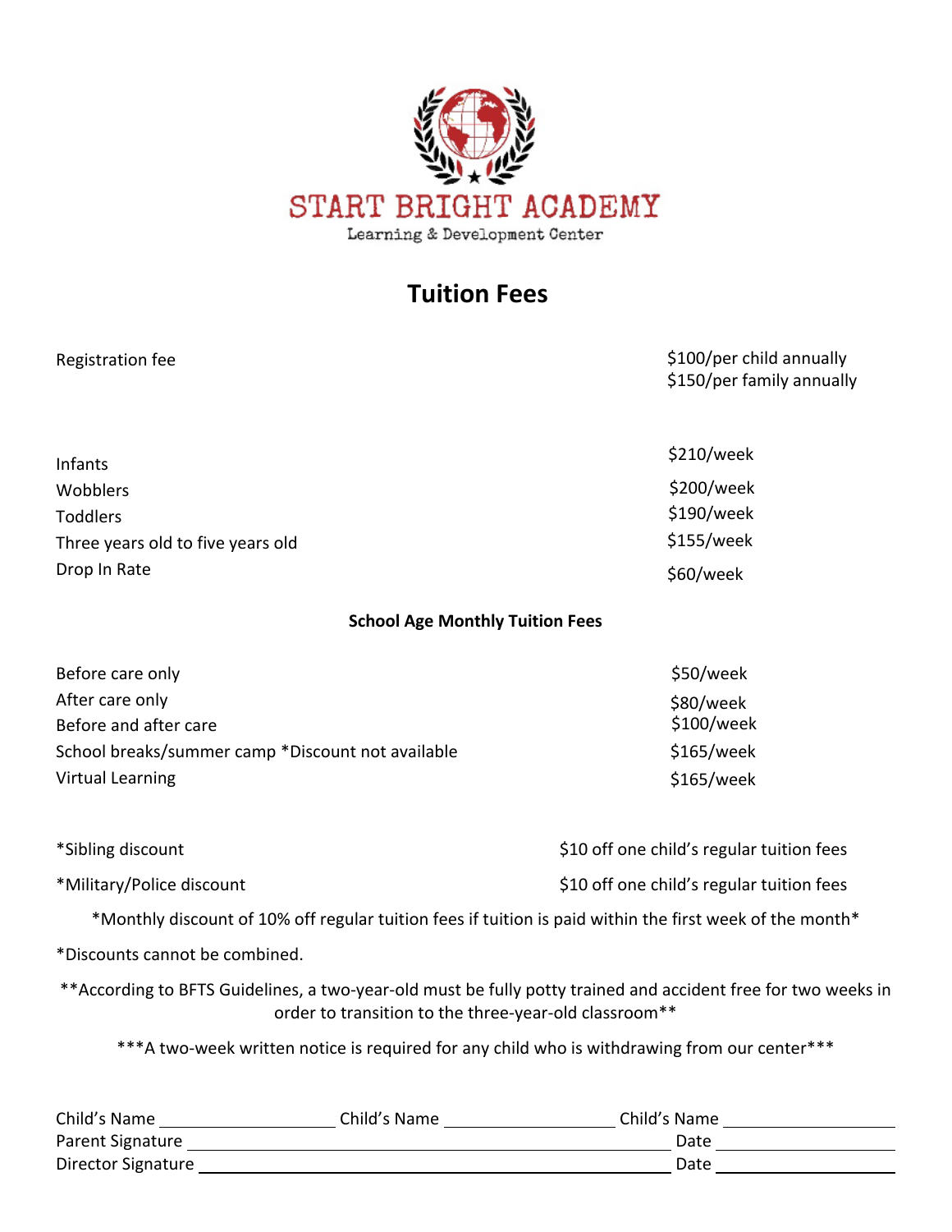START BRIGHT ACADEMY

Learning & Development Center

# Tuition Fees

| | |
|---|---|
| Registration fee | $100/per child annually<br>$150/per family annually |
| Infants | $210/week |
| Wobblers | $200/week |
| Toddlers | $190/week |
| Three years old to five years old | $155/week |
| Drop In Rate | $60/week |

**School Age Monthly Tuition Fees**

| | |
|---|---|
| Before care only | $50/week |
| After care only | $80/week |
| Before and after care | $100/week |
| School breaks/summer camp *Discount not available | $165/week |
| Virtual Learning | $165/week |

| | |
|---|---|
| *Sibling discount | $10 off one child's regular tuition fees |
| *Military/Police discount | $10 off one child's regular tuition fees |

*Monthly discount of 10% off regular tuition fees if tuition is paid within the first week of the month*

*Discounts cannot be combined.

**According to BFTS Guidelines, a two-year-old must be fully potty trained and accident free for two weeks in order to transition to the three-year-old classroom**

***A two-week written notice is required for any child who is withdrawing from our center***

Child's Name ____________ Child's Name ____________ Child's Name ____________

Parent Signature ______________________________ Date ____________

Director Signature ______________________________ Date ____________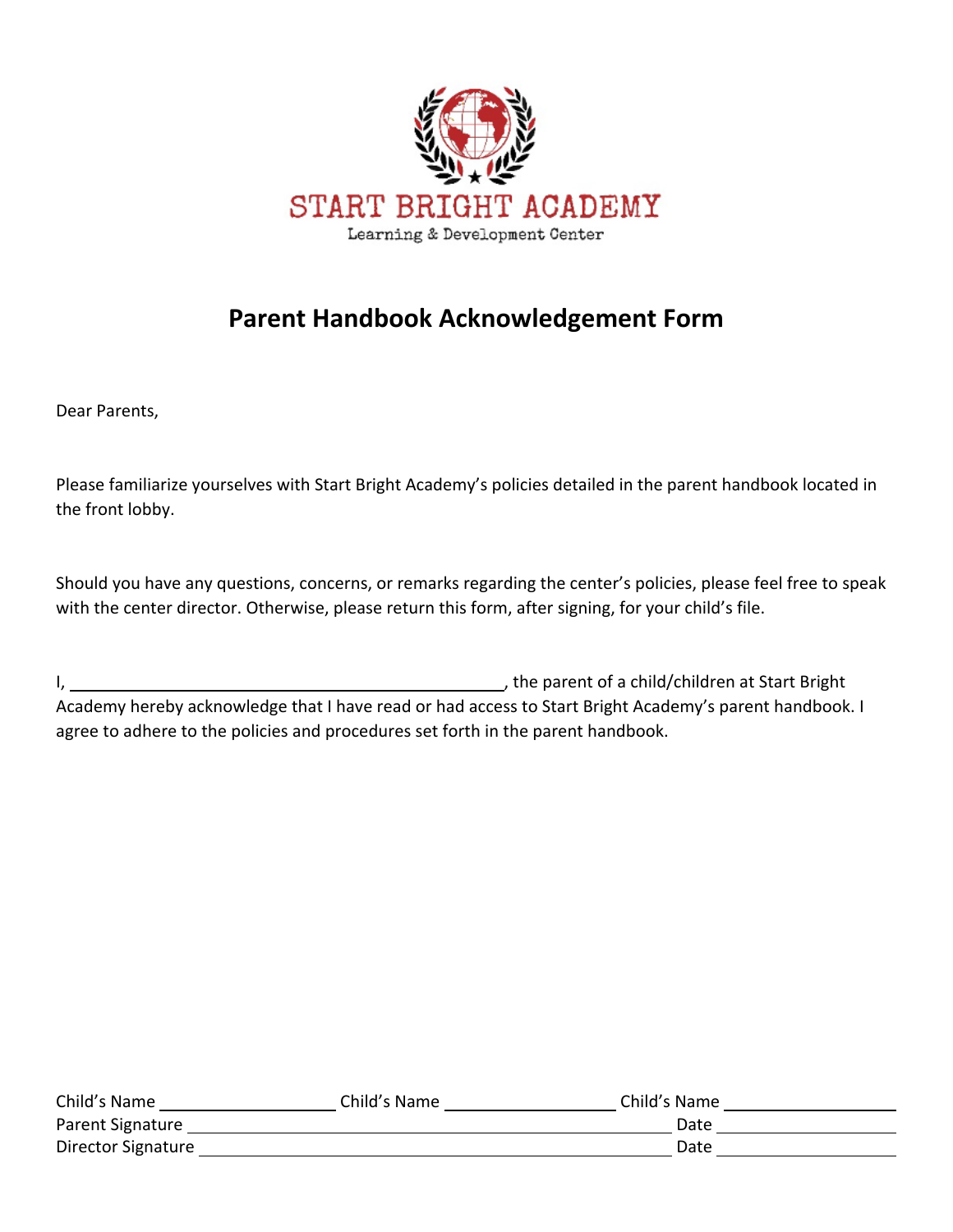START BRIGHT ACADEMY

Learning & Development Center

# Parent Handbook Acknowledgement Form

Dear Parents,

Please familiarize yourselves with Start Bright Academy's policies detailed in the parent handbook located in the front lobby.

Should you have any questions, concerns, or remarks regarding the center's policies, please feel free to speak with the center director. Otherwise, please return this form, after signing, for your child's file.

I, ________________________________________________, the parent of a child/children at Start Bright Academy hereby acknowledge that I have read or had access to Start Bright Academy's parent handbook. I agree to adhere to the policies and procedures set forth in the parent handbook.

Child's Name ____________________ Child's Name ____________________ Child's Name ____________________

Parent Signature ______________________________________________________ Date ____________________

Director Signature ______________________________________________________ Date ____________________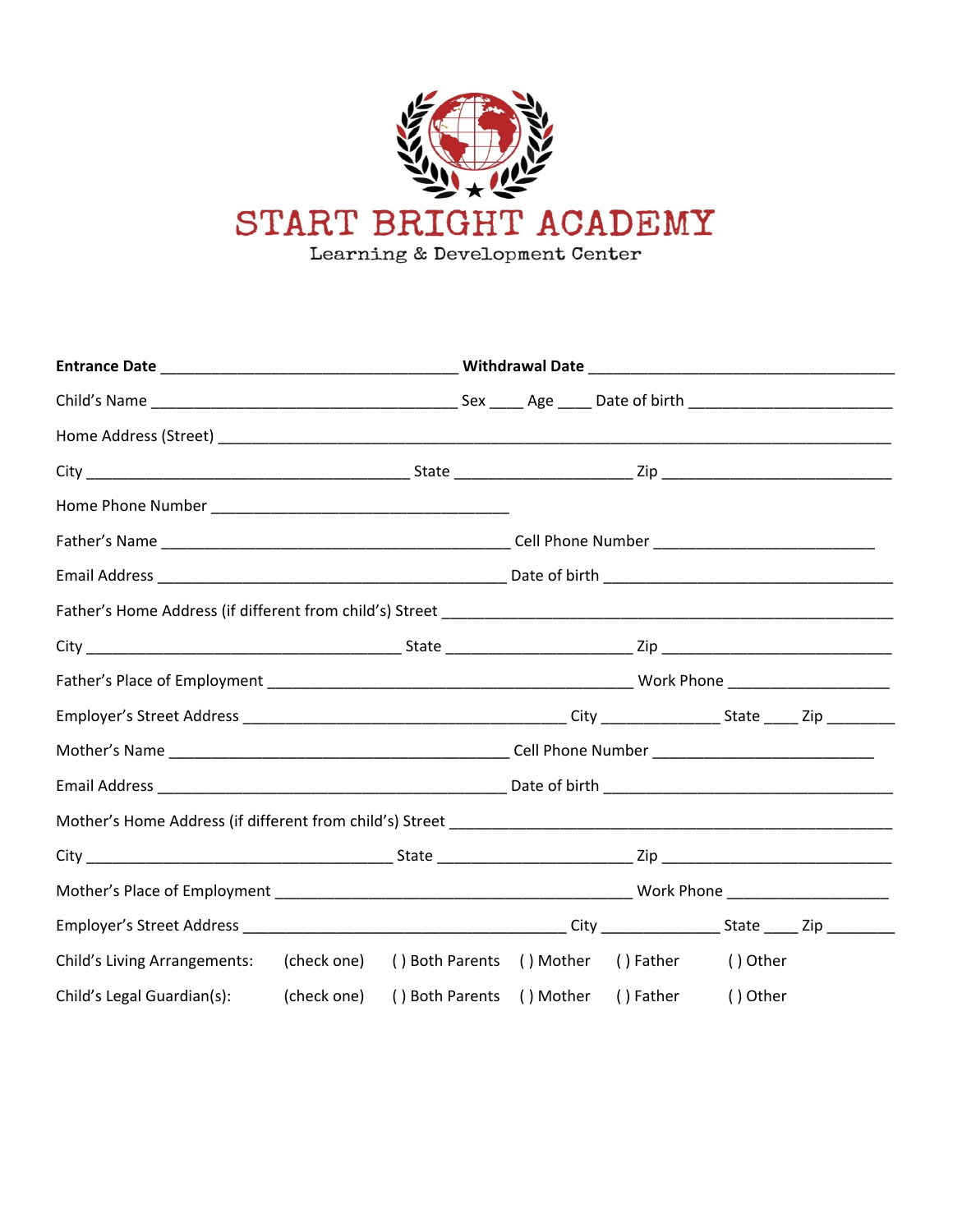# START BRIGHT ACADEMY

Learning & Development Center

**Entrance Date** ___________________________________ **Withdrawal Date** ___________________________________

Child's Name ___________________________________ Sex ____ Age ____ Date of birth _______________________

Home Address (Street) ___________________________________________________________________________

City _____________________________________ State ____________________ Zip __________________________

Home Phone Number __________________________________

Father's Name ________________________________________ Cell Phone Number _________________________

Email Address ________________________________________ Date of birth _________________________________

Father's Home Address (if different from child's) Street ___________________________________________________

City ____________________________________ State _____________________ Zip __________________________

Father's Place of Employment __________________________________________ Work Phone __________________

Employer's Street Address _____________________________________ City ______________ State ____ Zip ________

Mother's Name _______________________________________ Cell Phone Number _________________________

Email Address ________________________________________ Date of birth _________________________________

Mother's Home Address (if different from child's) Street __________________________________________________

City ___________________________________ State ______________________ Zip __________________________

Mother's Place of Employment _________________________________________ Work Phone __________________

Employer's Street Address _____________________________________ City ______________ State ____ Zip ________

Child's Living Arrangements: (check one) ( ) Both Parents ( ) Mother ( ) Father ( ) Other

Child's Legal Guardian(s): (check one) ( ) Both Parents ( ) Mother ( ) Father ( ) Other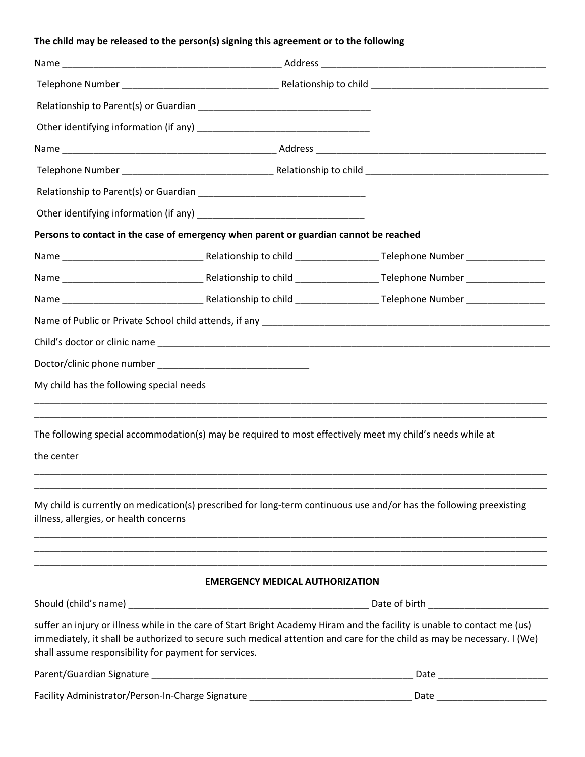**The child may be released to the person(s) signing this agreement or to the following**

Name ___________________________________________ Address _____________________________________________

Telephone Number _______________________________ Relationship to child ___________________________________

Relationship to Parent(s) or Guardian __________________________________

Other identifying information (if any) __________________________________

Name ___________________________________________ Address _____________________________________________

Telephone Number _______________________________ Relationship to child ___________________________________

Relationship to Parent(s) or Guardian __________________________________

Other identifying information (if any) __________________________________

**Persons to contact in the case of emergency when parent or guardian cannot be reached**

Name ____________________________ Relationship to child ________________ Telephone Number _______________

Name ____________________________ Relationship to child ________________ Telephone Number _______________

Name ____________________________ Relationship to child ________________ Telephone Number _______________

Name of Public or Private School child attends, if any __________________________________________________________

Child's doctor or clinic name _______________________________________________________________________________

Doctor/clinic phone number ______________________________

My child has the following special needs

_____________________________________________________________________________________________________

_____________________________________________________________________________________________________

The following special accommodation(s) may be required to most effectively meet my child's needs while at the center

_____________________________________________________________________________________________________

_____________________________________________________________________________________________________

My child is currently on medication(s) prescribed for long-term continuous use and/or has the following preexisting illness, allergies, or health concerns

_____________________________________________________________________________________________________

_____________________________________________________________________________________________________

_____________________________________________________________________________________________________

**EMERGENCY MEDICAL AUTHORIZATION**

Should (child's name) _______________________________________________ Date of birth _______________________

suffer an injury or illness while in the care of Start Bright Academy Hiram and the facility is unable to contact me (us) immediately, it shall be authorized to secure such medical attention and care for the child as may be necessary. I (We) shall assume responsibility for payment for services.

Parent/Guardian Signature ____________________________________________________ Date _____________________

Facility Administrator/Person-In-Charge Signature _______________________________ Date _____________________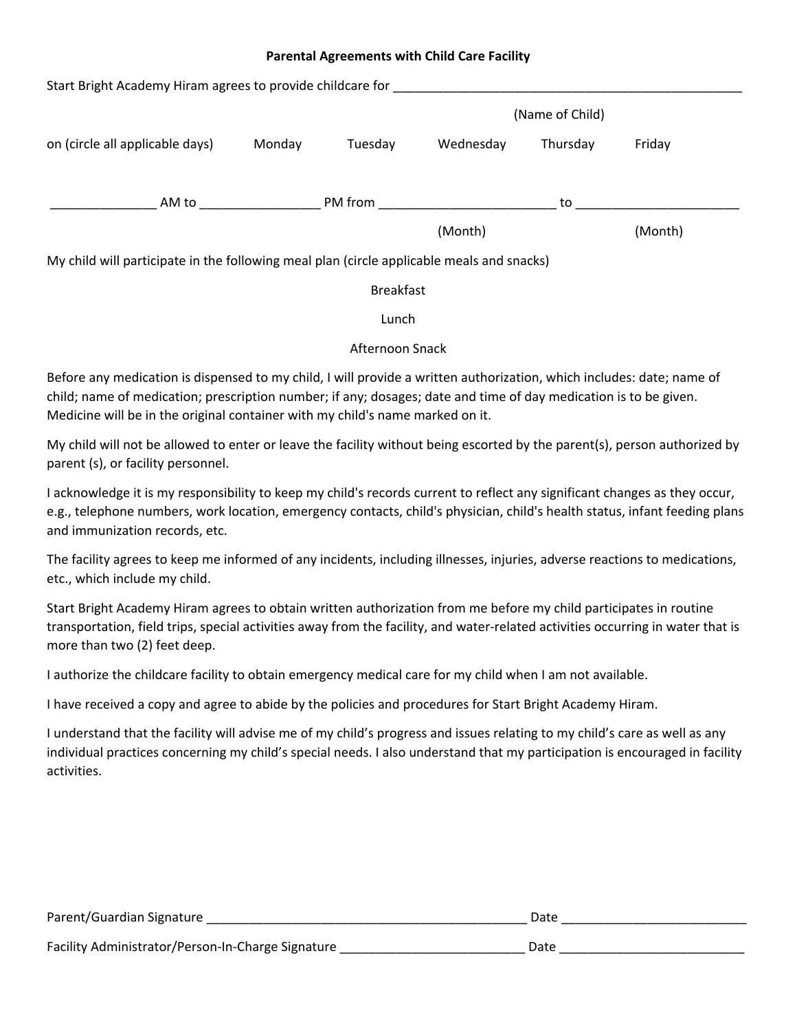**Parental Agreements with Child Care Facility**

Start Bright Academy Hiram agrees to provide childcare for ___________________________________________________

(Name of Child)

on (circle all applicable days) Monday Tuesday Wednesday Thursday Friday

_______________ AM to _________________ PM from _________________________ to _______________________

(Month) (Month)

My child will participate in the following meal plan (circle applicable meals and snacks)

Breakfast

Lunch

Afternoon Snack

Before any medication is dispensed to my child, I will provide a written authorization, which includes: date; name of child; name of medication; prescription number; if any; dosages; date and time of day medication is to be given. Medicine will be in the original container with my child's name marked on it.

My child will not be allowed to enter or leave the facility without being escorted by the parent(s), person authorized by parent (s), or facility personnel.

I acknowledge it is my responsibility to keep my child's records current to reflect any significant changes as they occur, e.g., telephone numbers, work location, emergency contacts, child's physician, child's health status, infant feeding plans and immunization records, etc.

The facility agrees to keep me informed of any incidents, including illnesses, injuries, adverse reactions to medications, etc., which include my child.

Start Bright Academy Hiram agrees to obtain written authorization from me before my child participates in routine transportation, field trips, special activities away from the facility, and water-related activities occurring in water that is more than two (2) feet deep.

I authorize the childcare facility to obtain emergency medical care for my child when I am not available.

I have received a copy and agree to abide by the policies and procedures for Start Bright Academy Hiram.

I understand that the facility will advise me of my child's progress and issues relating to my child's care as well as any individual practices concerning my child's special needs. I also understand that my participation is encouraged in facility activities.

Parent/Guardian Signature _______________________________________________ Date __________________________

Facility Administrator/Person-In-Charge Signature __________________________ Date __________________________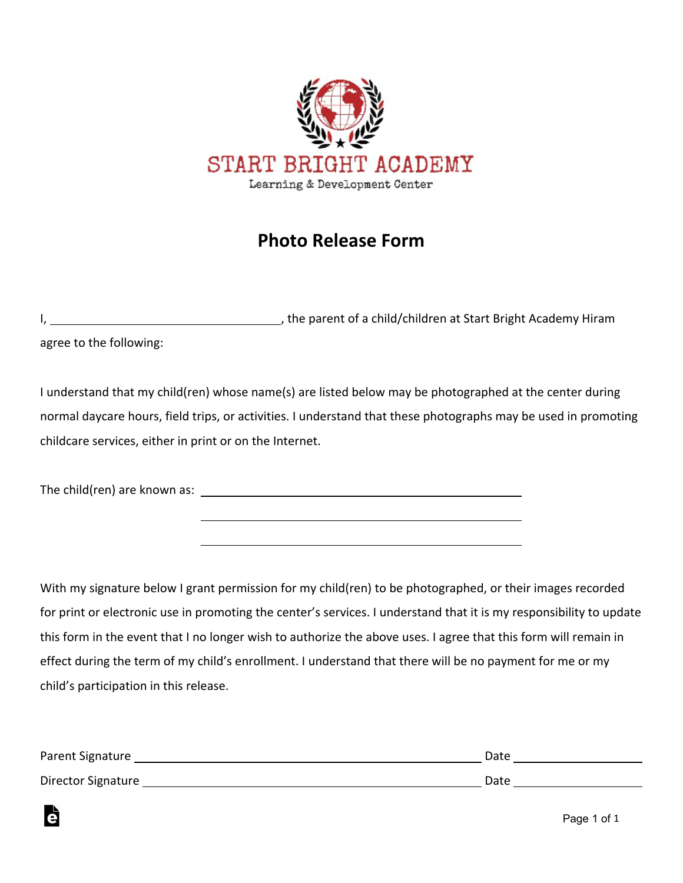START BRIGHT ACADEMY

Learning & Development Center

## Photo Release Form

I, ______________________________, the parent of a child/children at Start Bright Academy Hiram agree to the following:

I understand that my child(ren) whose name(s) are listed below may be photographed at the center during normal daycare hours, field trips, or activities. I understand that these photographs may be used in promoting childcare services, either in print or on the Internet.

The child(ren) are known as: ______________________________________

______________________________________

______________________________________

With my signature below I grant permission for my child(ren) to be photographed, or their images recorded for print or electronic use in promoting the center's services. I understand that it is my responsibility to update this form in the event that I no longer wish to authorize the above uses. I agree that this form will remain in effect during the term of my child's enrollment. I understand that there will be no payment for me or my child's participation in this release.

Parent Signature ______________________________________ Date ______________

Director Signature ______________________________________ Date ______________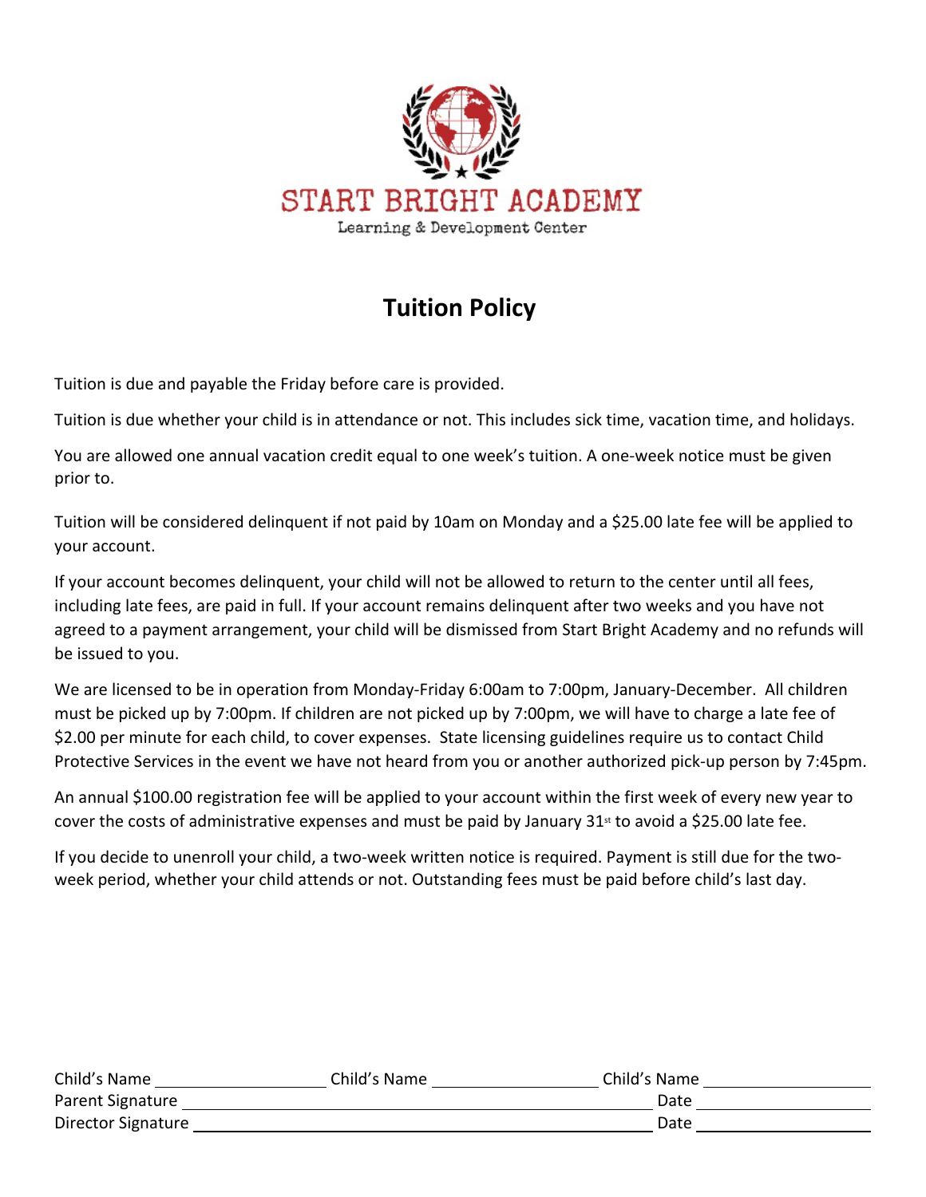START BRIGHT ACADEMY

Learning & Development Center

## Tuition Policy

Tuition is due and payable the Friday before care is provided.

Tuition is due whether your child is in attendance or not. This includes sick time, vacation time, and holidays.

You are allowed one annual vacation credit equal to one week's tuition. A one-week notice must be given prior to.

Tuition will be considered delinquent if not paid by 10am on Monday and a $25.00 late fee will be applied to your account.

If your account becomes delinquent, your child will not be allowed to return to the center until all fees, including late fees, are paid in full. If your account remains delinquent after two weeks and you have not agreed to a payment arrangement, your child will be dismissed from Start Bright Academy and no refunds will be issued to you.

We are licensed to be in operation from Monday-Friday 6:00am to 7:00pm, January-December. All children must be picked up by 7:00pm. If children are not picked up by 7:00pm, we will have to charge a late fee of $2.00 per minute for each child, to cover expenses. State licensing guidelines require us to contact Child Protective Services in the event we have not heard from you or another authorized pick-up person by 7:45pm.

An annual $100.00 registration fee will be applied to your account within the first week of every new year to cover the costs of administrative expenses and must be paid by January 31st to avoid a $25.00 late fee.

If you decide to unenroll your child, a two-week written notice is required. Payment is still due for the two-week period, whether your child attends or not. Outstanding fees must be paid before child's last day.

Child's Name ____________________ Child's Name ____________________ Child's Name ____________________

Parent Signature ____________________________________________ Date ____________________

Director Signature ___________________________________________ Date ____________________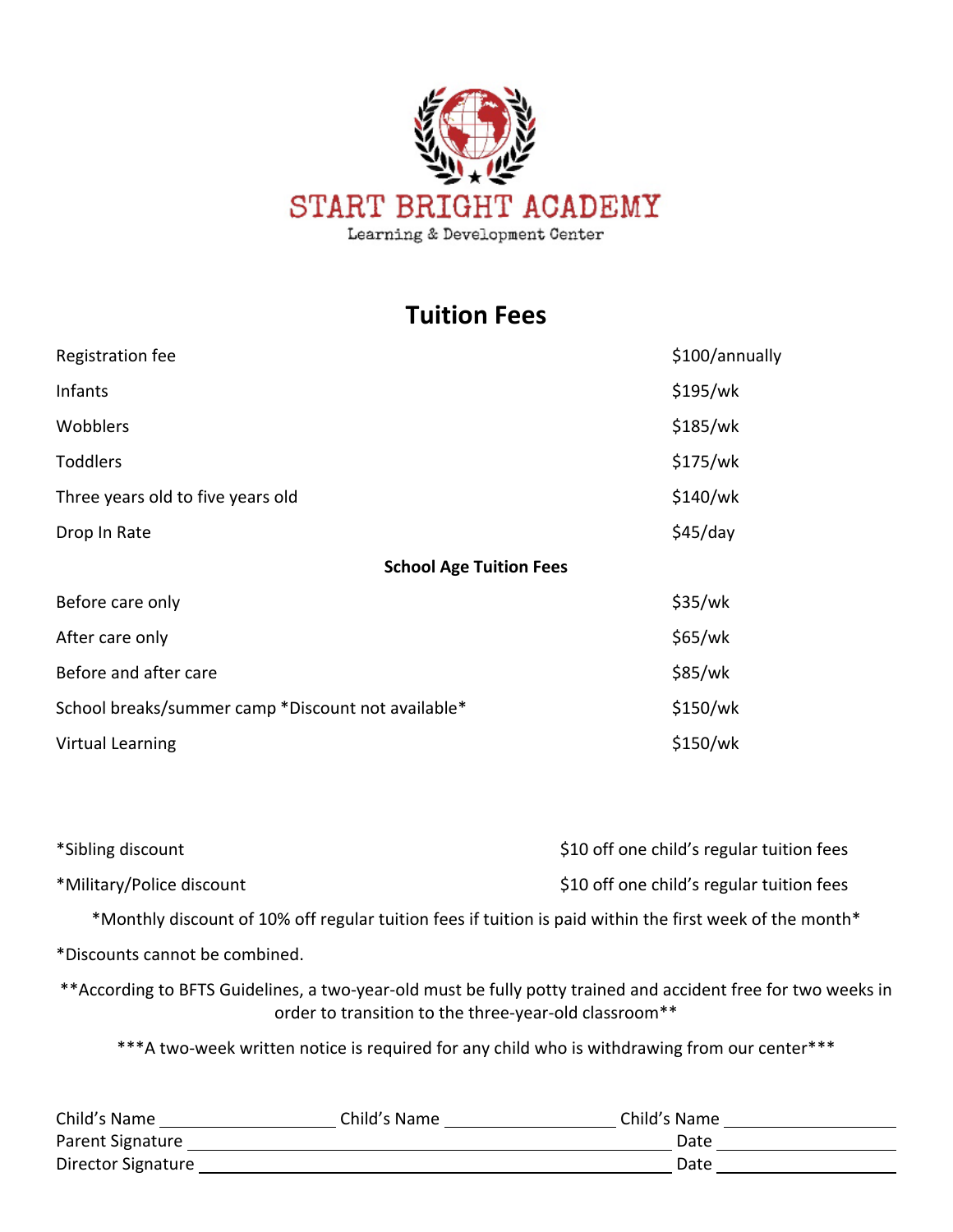START BRIGHT ACADEMY

Learning & Development Center

# Tuition Fees

| | |
|---|---|
| Registration fee | $100/annually |
| Infants | $195/wk |
| Wobblers | $185/wk |
| Toddlers | $175/wk |
| Three years old to five years old | $140/wk |
| Drop In Rate | $45/day |
| **School Age Tuition Fees** | |
| Before care only | $35/wk |
| After care only | $65/wk |
| Before and after care | $85/wk |
| School breaks/summer camp *Discount not available* | $150/wk |
| Virtual Learning | $150/wk |

| | |
|---|---|
| *Sibling discount | $10 off one child's regular tuition fees |
| *Military/Police discount | $10 off one child's regular tuition fees |

*Monthly discount of 10% off regular tuition fees if tuition is paid within the first week of the month*

*Discounts cannot be combined.

**According to BFTS Guidelines, a two-year-old must be fully potty trained and accident free for two weeks in order to transition to the three-year-old classroom**

***A two-week written notice is required for any child who is withdrawing from our center***

Child's Name ______________ Child's Name ______________ Child's Name ______________

Parent Signature ______________________________ Date ______________

Director Signature ______________________________ Date ______________